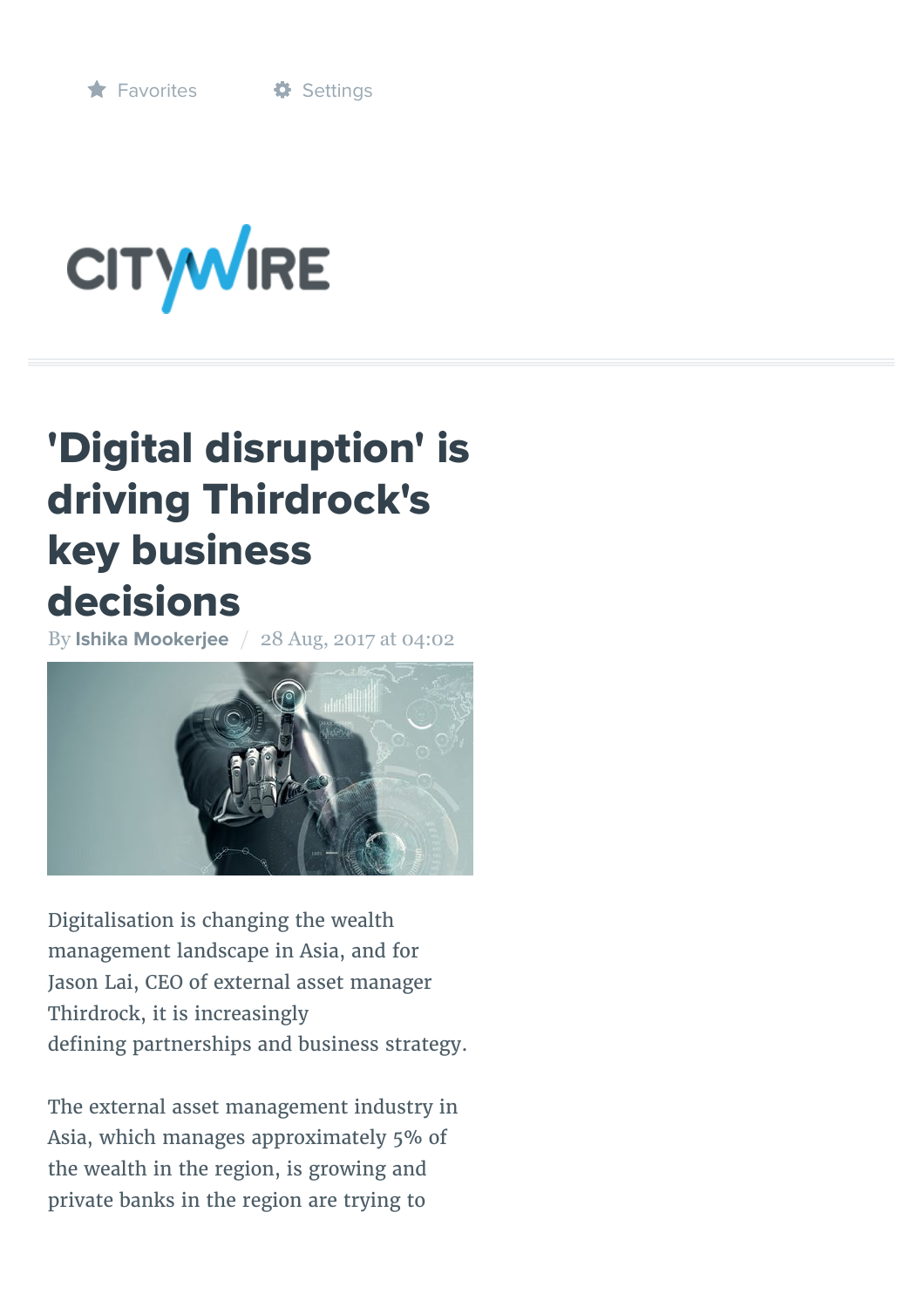Favorites Settings

# 'Digital disruption' is driving Thirdrock's key business decisions

By **Ishika Mookerjee** / 28 Aug, 2017 at 04:02

Digitalisation is changing the wealth management landscape in Asia, and for Jason Lai, CEO of external asset manager Thirdrock, it is increasingly defining partnerships and business strategy.

The external asset management industry in Asia, which manages approximately 5% of the wealth in the region, is growing and private banks in the region are trying to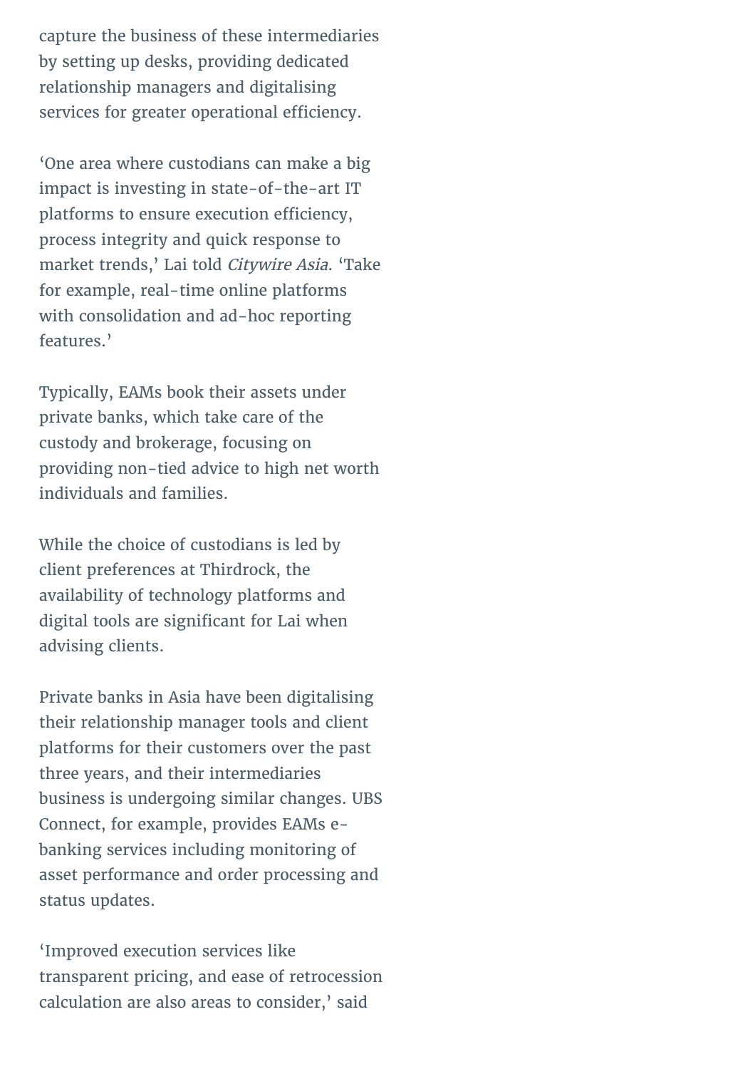capture the business of these intermediaries by setting up desks, providing dedicated relationship managers and digitalising services for greater operational efficiency.

'One area where custodians can make a big impact is investing in state-of-the-art IT platforms to ensure execution efficiency, process integrity and quick response to market trends,' Lai told *Citywire Asia*. 'Take for example, real-time online platforms with consolidation and ad-hoc reporting features.'

Typically, EAMs book their assets under private banks, which take care of the custody and brokerage, focusing on providing non-tied advice to high net worth individuals and families.

While the choice of custodians is led by client preferences at Thirdrock, the availability of technology platforms and digital tools are significant for Lai when advising clients.

Private banks in Asia have been digitalising their relationship manager tools and client platforms for their customers over the past three years, and their intermediaries business is undergoing similar changes. UBS Connect, for example, provides EAMs e-banking services including monitoring of asset performance and order processing and status updates.

'Improved execution services like transparent pricing, and ease of retrocession calculation are also areas to consider,' said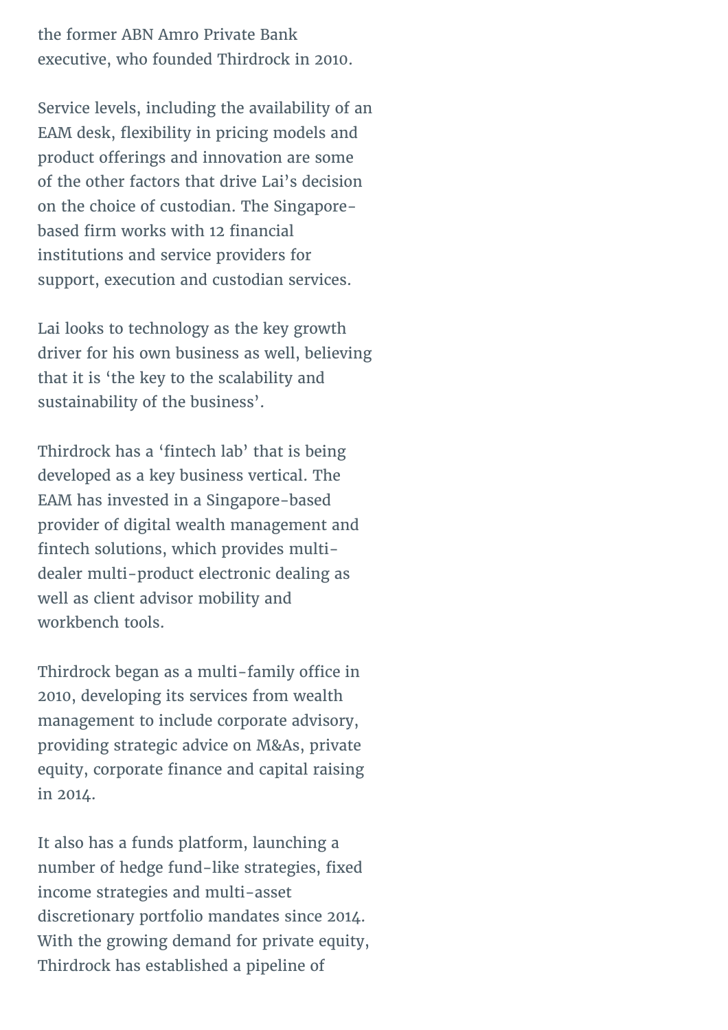the former ABN Amro Private Bank executive, who founded Thirdrock in 2010.

Service levels, including the availability of an EAM desk, flexibility in pricing models and product offerings and innovation are some of the other factors that drive Lai's decision on the choice of custodian. The Singapore-based firm works with 12 financial institutions and service providers for support, execution and custodian services.

Lai looks to technology as the key growth driver for his own business as well, believing that it is 'the key to the scalability and sustainability of the business'.

Thirdrock has a 'fintech lab' that is being developed as a key business vertical. The EAM has invested in a Singapore-based provider of digital wealth management and fintech solutions, which provides multi-dealer multi-product electronic dealing as well as client advisor mobility and workbench tools.

Thirdrock began as a multi-family office in 2010, developing its services from wealth management to include corporate advisory, providing strategic advice on M&As, private equity, corporate finance and capital raising in 2014.

It also has a funds platform, launching a number of hedge fund-like strategies, fixed income strategies and multi-asset discretionary portfolio mandates since 2014. With the growing demand for private equity, Thirdrock has established a pipeline of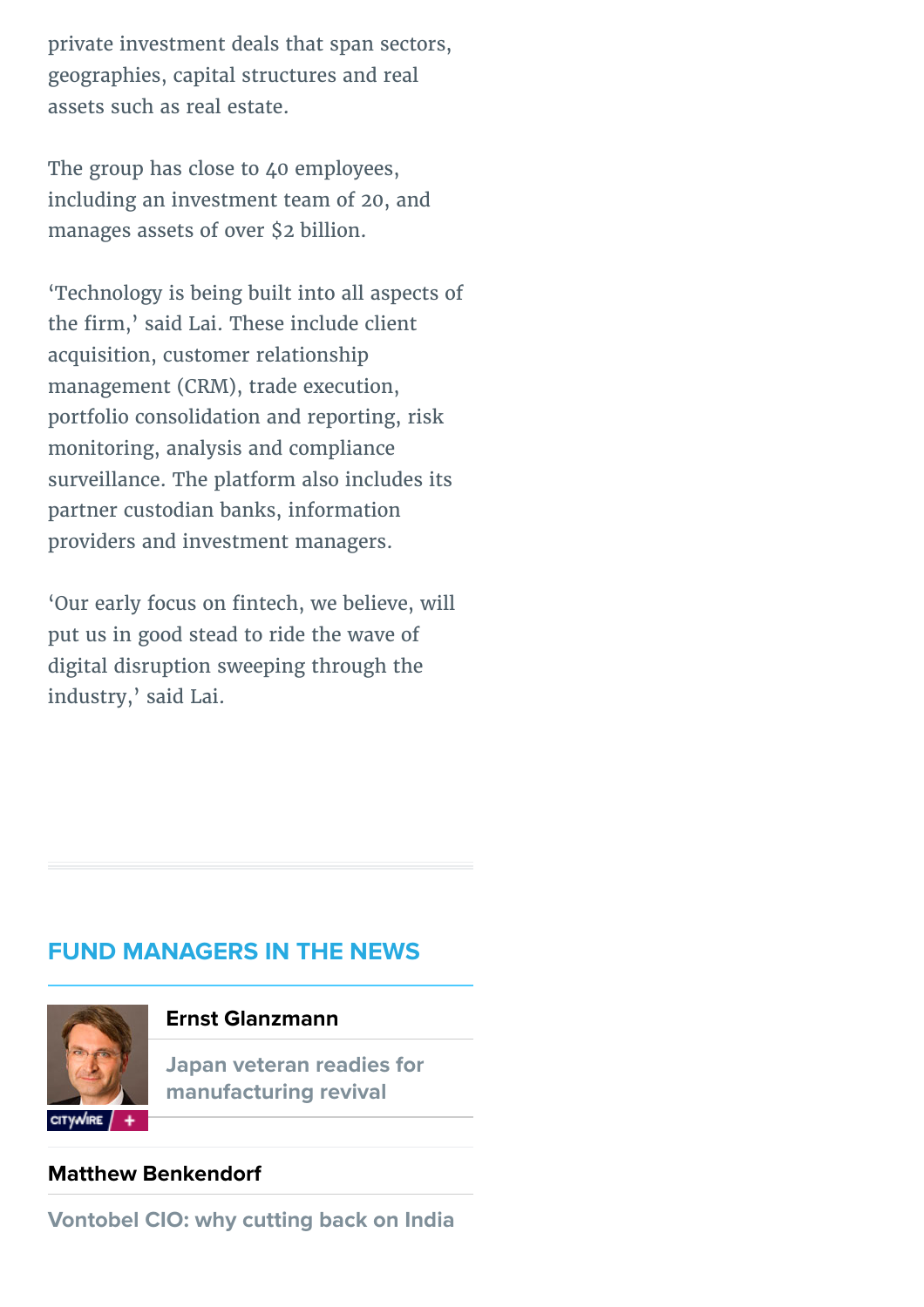private investment deals that span sectors, geographies, capital structures and real assets such as real estate.

The group has close to 40 employees, including an investment team of 20, and manages assets of over $2 billion.

'Technology is being built into all aspects of the firm,' said Lai. These include client acquisition, customer relationship management (CRM), trade execution, portfolio consolidation and reporting, risk monitoring, analysis and compliance surveillance. The platform also includes its partner custodian banks, information providers and investment managers.

'Our early focus on fintech, we believe, will put us in good stead to ride the wave of digital disruption sweeping through the industry,' said Lai.

## FUND MANAGERS IN THE NEWS

**Ernst Glanzmann**

Japan veteran readies for manufacturing revival

**Matthew Benkendorf**

Vontobel CIO: why cutting back on India